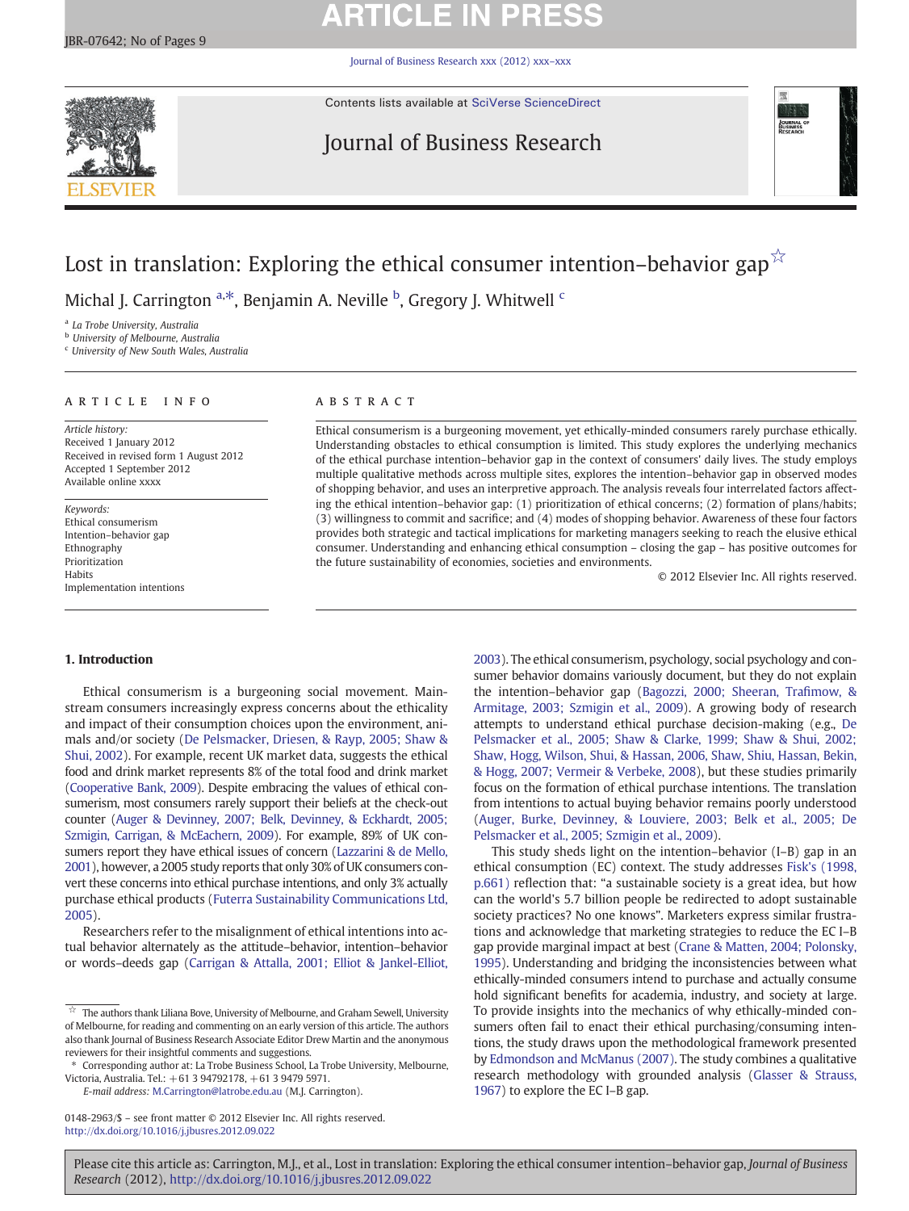# Lost in translation: Exploring the ethical consumer intention–behavior gap ☆

Michal J. Carrington [a,*], Benjamin A. Neville [b], Gregory J. Whitwell [c]

[a] La Trobe University, Australia
[b] University of Melbourne, Australia
[c] University of New South Wales, Australia

## ARTICLE INFO

*Article history:*
Received 1 January 2012
Received in revised form 1 August 2012
Accepted 1 September 2012
Available online xxxx

*Keywords:*
Ethical consumerism
Intention–behavior gap
Ethnography
Prioritization
Habits
Implementation intentions

## ABSTRACT

Ethical consumerism is a burgeoning movement, yet ethically-minded consumers rarely purchase ethically. Understanding obstacles to ethical consumption is limited. This study explores the underlying mechanics of the ethical purchase intention–behavior gap in the context of consumers' daily lives. The study employs multiple qualitative methods across multiple sites, explores the intention–behavior gap in observed modes of shopping behavior, and uses an interpretive approach. The analysis reveals four interrelated factors affecting the ethical intention–behavior gap: (1) prioritization of ethical concerns; (2) formation of plans/habits; (3) willingness to commit and sacrifice; and (4) modes of shopping behavior. Awareness of these four factors provides both strategic and tactical implications for marketing managers seeking to reach the elusive ethical consumer. Understanding and enhancing ethical consumption – closing the gap – has positive outcomes for the future sustainability of economies, societies and environments.

© 2012 Elsevier Inc. All rights reserved.

## 1. Introduction

Ethical consumerism is a burgeoning social movement. Mainstream consumers increasingly express concerns about the ethicality and impact of their consumption choices upon the environment, animals and/or society (De Pelsmacker, Driesen, & Rayp, 2005; Shaw & Shui, 2002). For example, recent UK market data, suggests the ethical food and drink market represents 8% of the total food and drink market (Cooperative Bank, 2009). Despite embracing the values of ethical consumerism, most consumers rarely support their beliefs at the check-out counter (Auger & Devinney, 2007; Belk, Devinney, & Eckhardt, 2005; Szmigin, Carrigan, & McEachern, 2009). For example, 89% of UK consumers report they have ethical issues of concern (Lazzarini & de Mello, 2001), however, a 2005 study reports that only 30% of UK consumers convert these concerns into ethical purchase intentions, and only 3% actually purchase ethical products (Futerra Sustainability Communications Ltd, 2005).

Researchers refer to the misalignment of ethical intentions into actual behavior alternately as the attitude–behavior, intention–behavior or words–deeds gap (Carrigan & Attalla, 2001; Elliot & Jankel-Elliot, 2003). The ethical consumerism, psychology, social psychology and consumer behavior domains variously document, but they do not explain the intention–behavior gap (Bagozzi, 2000; Sheeran, Trafimow, & Armitage, 2003; Szmigin et al., 2009). A growing body of research attempts to understand ethical purchase decision-making (e.g., De Pelsmacker et al., 2005; Shaw & Clarke, 1999; Shaw & Shui, 2002; Shaw, Hogg, Wilson, Shui, & Hassan, 2006, Shaw, Shiu, Hassan, Bekin, & Hogg, 2007; Vermeir & Verbeke, 2008), but these studies primarily focus on the formation of ethical purchase intentions. The translation from intentions to actual buying behavior remains poorly understood (Auger, Burke, Devinney, & Louviere, 2003; Belk et al., 2005; De Pelsmacker et al., 2005; Szmigin et al., 2009).

This study sheds light on the intention–behavior (I–B) gap in an ethical consumption (EC) context. The study addresses Fisk's (1998, p.661) reflection that: "a sustainable society is a great idea, but how can the world's 5.7 billion people be redirected to adopt sustainable society practices? No one knows". Marketers express similar frustrations and acknowledge that marketing strategies to reduce the EC I–B gap provide marginal impact at best (Crane & Matten, 2004; Polonsky, 1995). Understanding and bridging the inconsistencies between what ethically-minded consumers intend to purchase and actually consume hold significant benefits for academia, industry, and society at large. To provide insights into the mechanics of why ethically-minded consumers often fail to enact their ethical purchasing/consuming intentions, the study draws upon the methodological framework presented by Edmondson and McManus (2007). The study combines a qualitative research methodology with grounded analysis (Glasser & Strauss, 1967) to explore the EC I–B gap.

☆ The authors thank Liliana Bove, University of Melbourne, and Graham Sewell, University of Melbourne, for reading and commenting on an early version of this article. The authors also thank Journal of Business Research Associate Editor Drew Martin and the anonymous reviewers for their insightful comments and suggestions.

\* Corresponding author at: La Trobe Business School, La Trobe University, Melbourne, Victoria, Australia. Tel.: +61 3 94792178, +61 3 9479 5971.
*E-mail address:* M.Carrington@latrobe.edu.au (M.J. Carrington).

0148-2963/$ – see front matter © 2012 Elsevier Inc. All rights reserved.
http://dx.doi.org/10.1016/j.jbusres.2012.09.022

Please cite this article as: Carrington, M.J., et al., Lost in translation: Exploring the ethical consumer intention–behavior gap, *Journal of Business Research* (2012), http://dx.doi.org/10.1016/j.jbusres.2012.09.022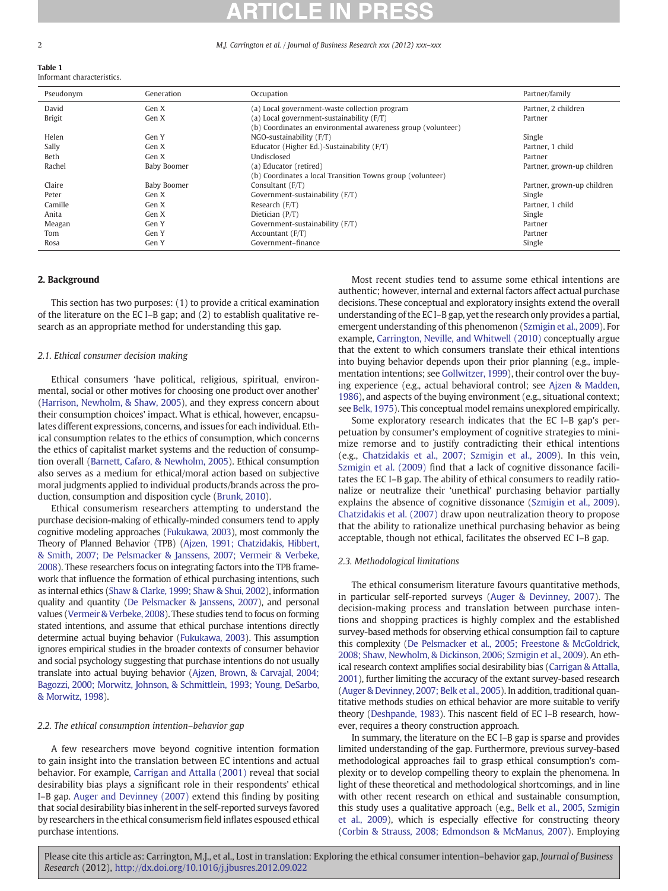**Table 1**
Informant characteristics.

| Pseudonym | Generation | Occupation | Partner/family |
|---|---|---|---|
| David | Gen X | (a) Local government-waste collection program | Partner, 2 children |
| Brigit | Gen X | (a) Local government-sustainability (F/T)<br>(b) Coordinates an environmental awareness group (volunteer) | Partner |
| Helen | Gen Y | NGO-sustainability (F/T) | Single |
| Sally | Gen X | Educator (Higher Ed.)-Sustainability (F/T) | Partner, 1 child |
| Beth | Gen X | Undisclosed | Partner |
| Rachel | Baby Boomer | (a) Educator (retired)<br>(b) Coordinates a local Transition Towns group (volunteer) | Partner, grown-up children |
| Claire | Baby Boomer | Consultant (F/T) | Partner, grown-up children |
| Peter | Gen X | Government-sustainability (F/T) | Single |
| Camille | Gen X | Research (F/T) | Partner, 1 child |
| Anita | Gen X | Dietician (P/T) | Single |
| Meagan | Gen Y | Government-sustainability (F/T) | Partner |
| Tom | Gen Y | Accountant (F/T) | Partner |
| Rosa | Gen Y | Government–finance | Single |

## 2. Background

This section has two purposes: (1) to provide a critical examination of the literature on the EC I–B gap; and (2) to establish qualitative research as an appropriate method for understanding this gap.

### 2.1. Ethical consumer decision making

Ethical consumers 'have political, religious, spiritual, environmental, social or other motives for choosing one product over another' (Harrison, Newholm, & Shaw, 2005), and they express concern about their consumption choices' impact. What is ethical, however, encapsulates different expressions, concerns, and issues for each individual. Ethical consumption relates to the ethics of consumption, which concerns the ethics of capitalist market systems and the reduction of consumption overall (Barnett, Cafaro, & Newholm, 2005). Ethical consumption also serves as a medium for ethical/moral action based on subjective moral judgments applied to individual products/brands across the production, consumption and disposition cycle (Brunk, 2010).

Ethical consumerism researchers attempting to understand the purchase decision-making of ethically-minded consumers tend to apply cognitive modeling approaches (Fukukawa, 2003), most commonly the Theory of Planned Behavior (TPB) (Ajzen, 1991; Chatzidakis, Hibbert, & Smith, 2007; De Pelsmacker & Janssens, 2007; Vermeir & Verbeke, 2008). These researchers focus on integrating factors into the TPB framework that influence the formation of ethical purchasing intentions, such as internal ethics (Shaw & Clarke, 1999; Shaw & Shui, 2002), information quality and quantity (De Pelsmacker & Janssens, 2007), and personal values (Vermeir & Verbeke, 2008). These studies tend to focus on forming stated intentions, and assume that ethical purchase intentions directly determine actual buying behavior (Fukukawa, 2003). This assumption ignores empirical studies in the broader contexts of consumer behavior and social psychology suggesting that purchase intentions do not usually translate into actual buying behavior (Ajzen, Brown, & Carvajal, 2004; Bagozzi, 2000; Morwitz, Johnson, & Schmittlein, 1993; Young, DeSarbo, & Morwitz, 1998).

### 2.2. The ethical consumption intention–behavior gap

A few researchers move beyond cognitive intention formation to gain insight into the translation between EC intentions and actual behavior. For example, Carrigan and Attalla (2001) reveal that social desirability bias plays a significant role in their respondents' ethical I–B gap. Auger and Devinney (2007) extend this finding by positing that social desirability bias inherent in the self-reported surveys favored by researchers in the ethical consumerism field inflates espoused ethical purchase intentions.

Most recent studies tend to assume some ethical intentions are authentic; however, internal and external factors affect actual purchase decisions. These conceptual and exploratory insights extend the overall understanding of the EC I–B gap, yet the research only provides a partial, emergent understanding of this phenomenon (Szmigin et al., 2009). For example, Carrington, Neville, and Whitwell (2010) conceptually argue that the extent to which consumers translate their ethical intentions into buying behavior depends upon their prior planning (e.g., implementation intentions; see Gollwitzer, 1999), their control over the buying experience (e.g., actual behavioral control; see Ajzen & Madden, 1986), and aspects of the buying environment (e.g., situational context; see Belk, 1975). This conceptual model remains unexplored empirically.

Some exploratory research indicates that the EC I–B gap's perpetuation by consumer's employment of cognitive strategies to minimize remorse and to justify contradicting their ethical intentions (e.g., Chatzidakis et al., 2007; Szmigin et al., 2009). In this vein, Szmigin et al. (2009) find that a lack of cognitive dissonance facilitates the EC I–B gap. The ability of ethical consumers to readily rationalize or neutralize their 'unethical' purchasing behavior partially explains the absence of cognitive dissonance (Szmigin et al., 2009). Chatzidakis et al. (2007) draw upon neutralization theory to propose that the ability to rationalize unethical purchasing behavior as being acceptable, though not ethical, facilitates the observed EC I–B gap.

### 2.3. Methodological limitations

The ethical consumerism literature favours quantitative methods, in particular self-reported surveys (Auger & Devinney, 2007). The decision-making process and translation between purchase intentions and shopping practices is highly complex and the established survey-based methods for observing ethical consumption fail to capture this complexity (De Pelsmacker et al., 2005; Freestone & McGoldrick, 2008; Shaw, Newholm, & Dickinson, 2006; Szmigin et al., 2009). An ethical research context amplifies social desirability bias (Carrigan & Attalla, 2001), further limiting the accuracy of the extant survey-based research (Auger & Devinney, 2007; Belk et al., 2005). In addition, traditional quantitative methods studies on ethical behavior are more suitable to verify theory (Deshpande, 1983). This nascent field of EC I–B research, however, requires a theory construction approach.

In summary, the literature on the EC I–B gap is sparse and provides limited understanding of the gap. Furthermore, previous survey-based methodological approaches fail to grasp ethical consumption's complexity or to develop compelling theory to explain the phenomena. In light of these theoretical and methodological shortcomings, and in line with other recent research on ethical and sustainable consumption, this study uses a qualitative approach (e.g., Belk et al., 2005, Szmigin et al., 2009), which is especially effective for constructing theory (Corbin & Strauss, 2008; Edmondson & McManus, 2007). Employing

Please cite this article as: Carrington, M.J., et al., Lost in translation: Exploring the ethical consumer intention–behavior gap, *Journal of Business Research* (2012), http://dx.doi.org/10.1016/j.jbusres.2012.09.022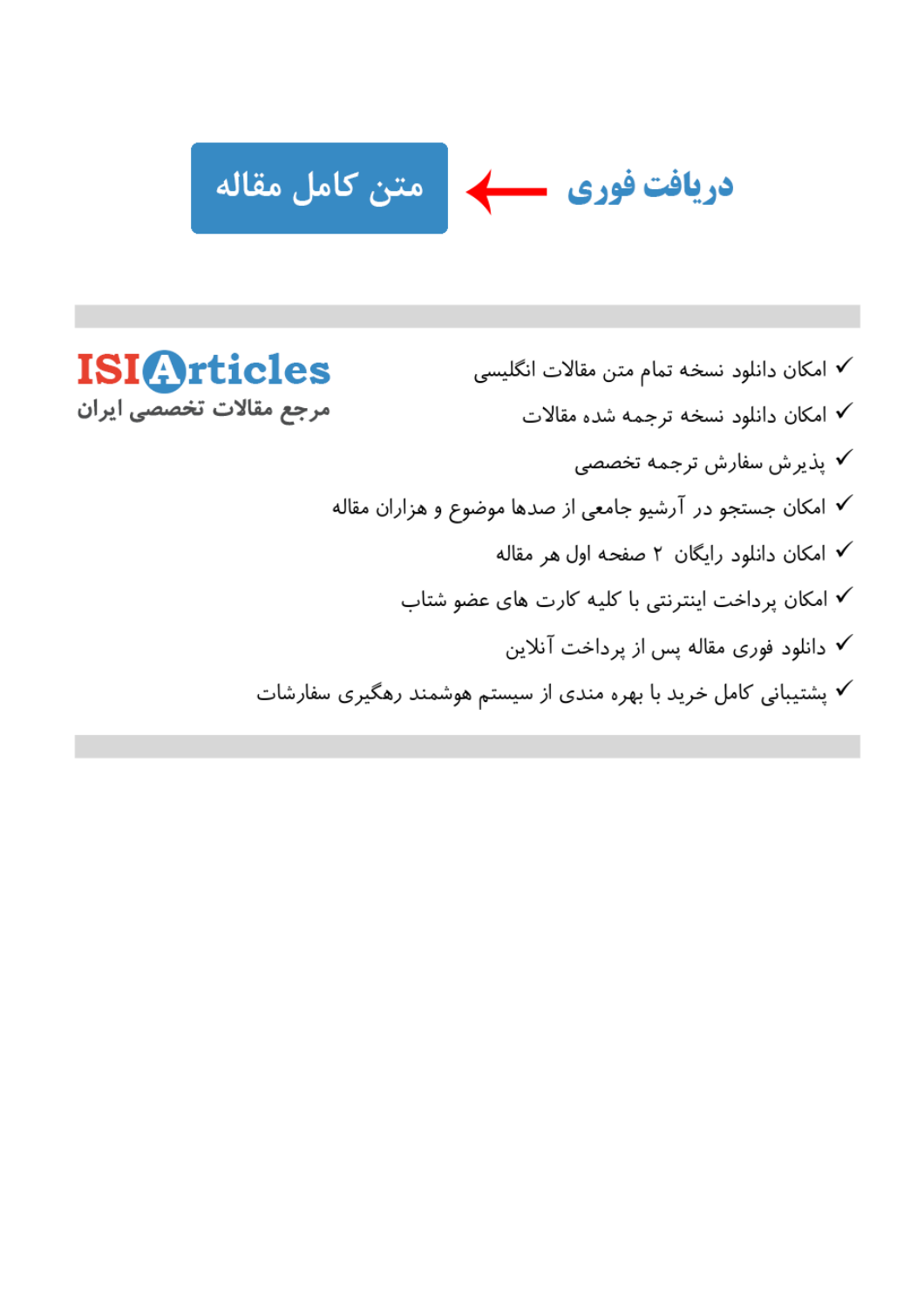دریافت فوری ← متن کامل مقاله

**ISIArticles**

مرجع مقالات تخصصی ایران

- ✓ امکان دانلود نسخه تمام متن مقالات انگلیسی
- ✓ امکان دانلود نسخه ترجمه شده مقالات
- ✓ پذیرش سفارش ترجمه تخصصی
- ✓ امکان جستجو در آرشیو جامعی از صدها موضوع و هزاران مقاله
- ✓ امکان دانلود رایگان ۲ صفحه اول هر مقاله
- ✓ امکان پرداخت اینترنتی با کلیه کارت های عضو شتاب
- ✓ دانلود فوری مقاله پس از پرداخت آنلاین
- ✓ پشتیبانی کامل خرید با بهره مندی از سیستم هوشمند رهگیری سفارشات